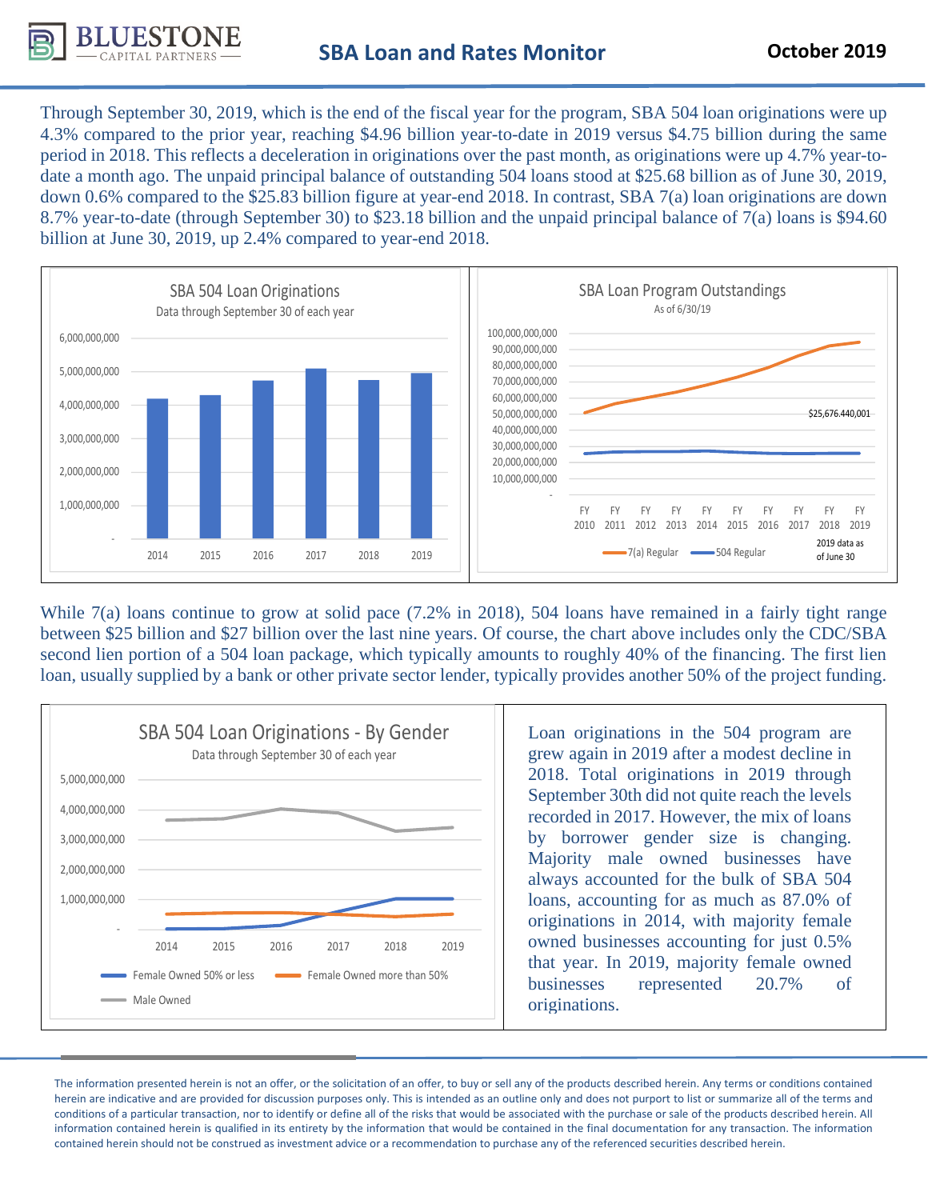# SBA Loan and Rates Monitor

**October 2019**

Through September 30, 2019, which is the end of the fiscal year for the program, SBA 504 loan originations were up 4.3% compared to the prior year, reaching \$4.96 billion year-to-date in 2019 versus \$4.75 billion during the same period in 2018. This reflects a deceleration in originations over the past month, as originations were up 4.7% year-to-date a month ago. The unpaid principal balance of outstanding 504 loans stood at \$25.68 billion as of June 30, 2019, down 0.6% compared to the \$25.83 billion figure at year-end 2018. In contrast, SBA 7(a) loan originations are down 8.7% year-to-date (through September 30) to \$23.18 billion and the unpaid principal balance of 7(a) loans is \$94.60 billion at June 30, 2019, up 2.4% compared to year-end 2018.

**SBA 504 Loan Originations**
Data through September 30 of each year

**SBA Loan Program Outstandings**
As of 6/30/19

While 7(a) loans continue to grow at solid pace (7.2% in 2018), 504 loans have remained in a fairly tight range between \$25 billion and \$27 billion over the last nine years. Of course, the chart above includes only the CDC/SBA second lien portion of a 504 loan package, which typically amounts to roughly 40% of the financing. The first lien loan, usually supplied by a bank or other private sector lender, typically provides another 50% of the project funding.

**SBA 504 Loan Originations - By Gender**
Data through September 30 of each year

Loan originations in the 504 program are grew again in 2019 after a modest decline in 2018. Total originations in 2019 through September 30th did not quite reach the levels recorded in 2017. However, the mix of loans by borrower gender size is changing. Majority male owned businesses have always accounted for the bulk of SBA 504 loans, accounting for as much as 87.0% of originations in 2014, with majority female owned businesses accounting for just 0.5% that year. In 2019, majority female owned businesses represented 20.7% of originations.

The information presented herein is not an offer, or the solicitation of an offer, to buy or sell any of the products described herein. Any terms or conditions contained herein are indicative and are provided for discussion purposes only. This is intended as an outline only and does not purport to list or summarize all of the terms and conditions of a particular transaction, nor to identify or define all of the risks that would be associated with the purchase or sale of the products described herein. All information contained herein is qualified in its entirety by the information that would be contained in the final documentation for any transaction. The information contained herein should not be construed as investment advice or a recommendation to purchase any of the referenced securities described herein.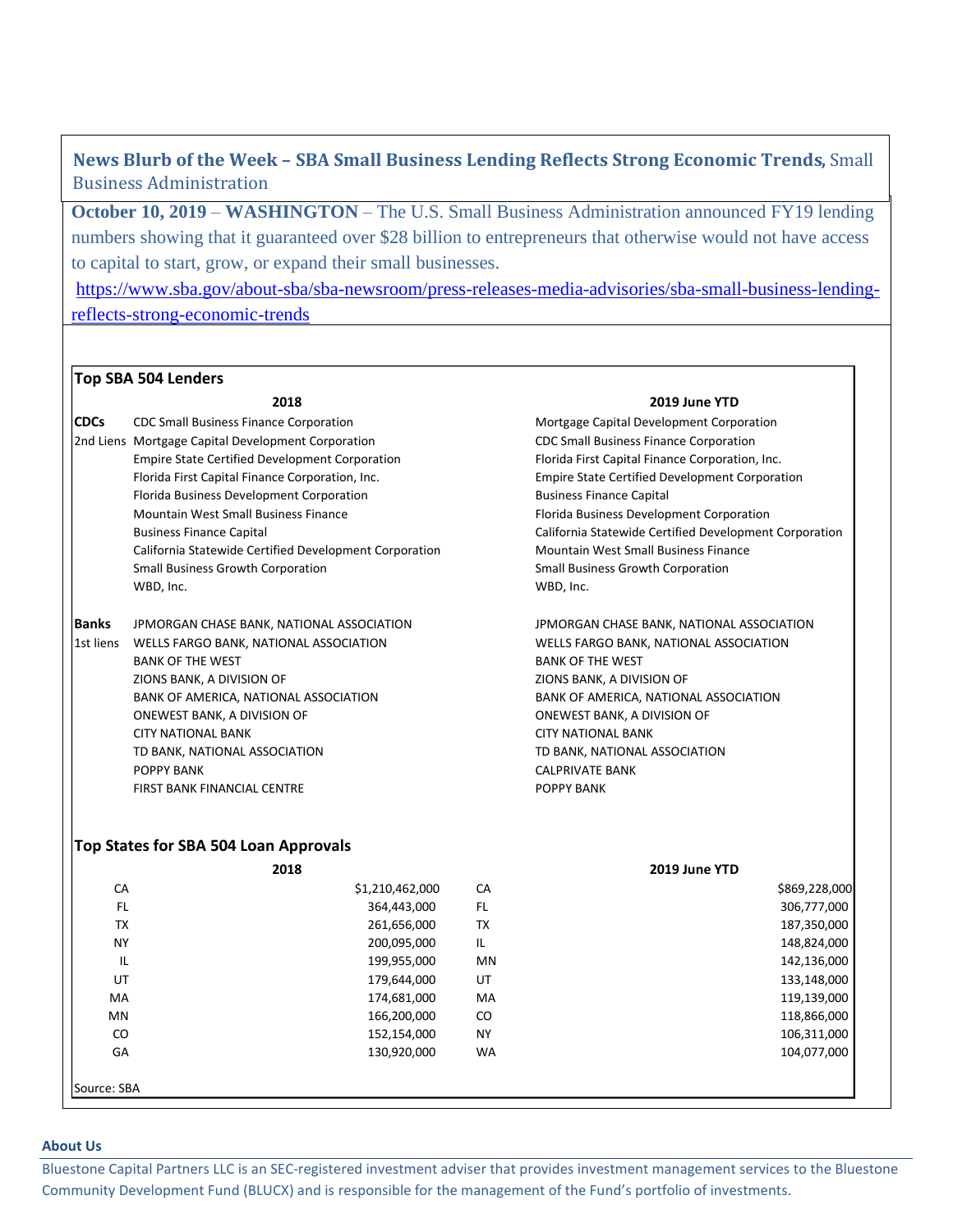**News Blurb of the Week – *SBA Small Business Lending Reflects Strong Economic Trends*,** Small Business Administration

**October 10, 2019** – **WASHINGTON** – The U.S. Small Business Administration announced FY19 lending numbers showing that it guaranteed over $28 billion to entrepreneurs that otherwise would not have access to capital to start, grow, or expand their small businesses.

https://www.sba.gov/about-sba/sba-newsroom/press-releases-media-advisories/sba-small-business-lending-reflects-strong-economic-trends

## Top SBA 504 Lenders

| | 2018 | 2019 June YTD |
|---|---|---|
| **CDCs** | CDC Small Business Finance Corporation | Mortgage Capital Development Corporation |
| 2nd Liens | Mortgage Capital Development Corporation | CDC Small Business Finance Corporation |
| | Empire State Certified Development Corporation | Florida First Capital Finance Corporation, Inc. |
| | Florida First Capital Finance Corporation, Inc. | Empire State Certified Development Corporation |
| | Florida Business Development Corporation | Business Finance Capital |
| | Mountain West Small Business Finance | Florida Business Development Corporation |
| | Business Finance Capital | California Statewide Certified Development Corporation |
| | California Statewide Certified Development Corporation | Mountain West Small Business Finance |
| | Small Business Growth Corporation | Small Business Growth Corporation |
| | WBD, Inc. | WBD, Inc. |
| **Banks** | JPMORGAN CHASE BANK, NATIONAL ASSOCIATION | JPMORGAN CHASE BANK, NATIONAL ASSOCIATION |
| 1st liens | WELLS FARGO BANK, NATIONAL ASSOCIATION | WELLS FARGO BANK, NATIONAL ASSOCIATION |
| | BANK OF THE WEST | BANK OF THE WEST |
| | ZIONS BANK, A DIVISION OF | ZIONS BANK, A DIVISION OF |
| | BANK OF AMERICA, NATIONAL ASSOCIATION | BANK OF AMERICA, NATIONAL ASSOCIATION |
| | ONEWEST BANK, A DIVISION OF | ONEWEST BANK, A DIVISION OF |
| | CITY NATIONAL BANK | CITY NATIONAL BANK |
| | TD BANK, NATIONAL ASSOCIATION | TD BANK, NATIONAL ASSOCIATION |
| | POPPY BANK | CALPRIVATE BANK |
| | FIRST BANK FINANCIAL CENTRE | POPPY BANK |

## Top States for SBA 504 Loan Approvals

| 2018 | | 2019 June YTD | |
|---|---|---|---|
| CA | $1,210,462,000 | CA | $869,228,000 |
| FL | 364,443,000 | FL | 306,777,000 |
| TX | 261,656,000 | TX | 187,350,000 |
| NY | 200,095,000 | IL | 148,824,000 |
| IL | 199,955,000 | MN | 142,136,000 |
| UT | 179,644,000 | UT | 133,148,000 |
| MA | 174,681,000 | MA | 119,139,000 |
| MN | 166,200,000 | CO | 118,866,000 |
| CO | 152,154,000 | NY | 106,311,000 |
| GA | 130,920,000 | WA | 104,077,000 |

Source: SBA

**About Us**

Bluestone Capital Partners LLC is an SEC-registered investment adviser that provides investment management services to the Bluestone Community Development Fund (BLUCX) and is responsible for the management of the Fund's portfolio of investments.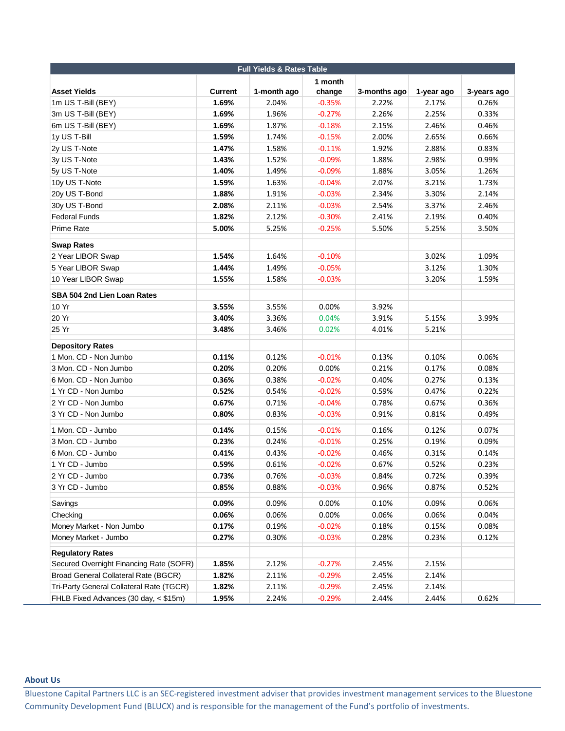| Full Yields & Rates Table | | | | | | |
|---|---|---|---|---|---|---|
| **Asset Yields** | **Current** | **1-month ago** | **1 month change** | **3-months ago** | **1-year ago** | **3-years ago** |
| 1m US T-Bill (BEY) | **1.69%** | 2.04% | -0.35% | 2.22% | 2.17% | 0.26% |
| 3m US T-Bill (BEY) | **1.69%** | 1.96% | -0.27% | 2.26% | 2.25% | 0.33% |
| 6m US T-Bill (BEY) | **1.69%** | 1.87% | -0.18% | 2.15% | 2.46% | 0.46% |
| 1y US T-Bill | **1.59%** | 1.74% | -0.15% | 2.00% | 2.65% | 0.66% |
| 2y US T-Note | **1.47%** | 1.58% | -0.11% | 1.92% | 2.88% | 0.83% |
| 3y US T-Note | **1.43%** | 1.52% | -0.09% | 1.88% | 2.98% | 0.99% |
| 5y US T-Note | **1.40%** | 1.49% | -0.09% | 1.88% | 3.05% | 1.26% |
| 10y US T-Note | **1.59%** | 1.63% | -0.04% | 2.07% | 3.21% | 1.73% |
| 20y US T-Bond | **1.88%** | 1.91% | -0.03% | 2.34% | 3.30% | 2.14% |
| 30y US T-Bond | **2.08%** | 2.11% | -0.03% | 2.54% | 3.37% | 2.46% |
| Federal Funds | **1.82%** | 2.12% | -0.30% | 2.41% | 2.19% | 0.40% |
| Prime Rate | **5.00%** | 5.25% | -0.25% | 5.50% | 5.25% | 3.50% |
| **Swap Rates** | | | | | | |
| 2 Year LIBOR Swap | **1.54%** | 1.64% | -0.10% | | 3.02% | 1.09% |
| 5 Year LIBOR Swap | **1.44%** | 1.49% | -0.05% | | 3.12% | 1.30% |
| 10 Year LIBOR Swap | **1.55%** | 1.58% | -0.03% | | 3.20% | 1.59% |
| **SBA 504 2nd Lien Loan Rates** | | | | | | |
| 10 Yr | **3.55%** | 3.55% | 0.00% | 3.92% | | |
| 20 Yr | **3.40%** | 3.36% | 0.04% | 3.91% | 5.15% | 3.99% |
| 25 Yr | **3.48%** | 3.46% | 0.02% | 4.01% | 5.21% | |
| **Depository Rates** | | | | | | |
| 1 Mon. CD - Non Jumbo | **0.11%** | 0.12% | -0.01% | 0.13% | 0.10% | 0.06% |
| 3 Mon. CD - Non Jumbo | **0.20%** | 0.20% | 0.00% | 0.21% | 0.17% | 0.08% |
| 6 Mon. CD - Non Jumbo | **0.36%** | 0.38% | -0.02% | 0.40% | 0.27% | 0.13% |
| 1 Yr CD - Non Jumbo | **0.52%** | 0.54% | -0.02% | 0.59% | 0.47% | 0.22% |
| 2 Yr CD - Non Jumbo | **0.67%** | 0.71% | -0.04% | 0.78% | 0.67% | 0.36% |
| 3 Yr CD - Non Jumbo | **0.80%** | 0.83% | -0.03% | 0.91% | 0.81% | 0.49% |
| 1 Mon. CD - Jumbo | **0.14%** | 0.15% | -0.01% | 0.16% | 0.12% | 0.07% |
| 3 Mon. CD - Jumbo | **0.23%** | 0.24% | -0.01% | 0.25% | 0.19% | 0.09% |
| 6 Mon. CD - Jumbo | **0.41%** | 0.43% | -0.02% | 0.46% | 0.31% | 0.14% |
| 1 Yr CD - Jumbo | **0.59%** | 0.61% | -0.02% | 0.67% | 0.52% | 0.23% |
| 2 Yr CD - Jumbo | **0.73%** | 0.76% | -0.03% | 0.84% | 0.72% | 0.39% |
| 3 Yr CD - Jumbo | **0.85%** | 0.88% | -0.03% | 0.96% | 0.87% | 0.52% |
| Savings | **0.09%** | 0.09% | 0.00% | 0.10% | 0.09% | 0.06% |
| Checking | **0.06%** | 0.06% | 0.00% | 0.06% | 0.06% | 0.04% |
| Money Market - Non Jumbo | **0.17%** | 0.19% | -0.02% | 0.18% | 0.15% | 0.08% |
| Money Market - Jumbo | **0.27%** | 0.30% | -0.03% | 0.28% | 0.23% | 0.12% |
| **Regulatory Rates** | | | | | | |
| Secured Overnight Financing Rate (SOFR) | **1.85%** | 2.12% | -0.27% | 2.45% | 2.15% | |
| Broad General Collateral Rate (BGCR) | **1.82%** | 2.11% | -0.29% | 2.45% | 2.14% | |
| Tri-Party General Collateral Rate (TGCR) | **1.82%** | 2.11% | -0.29% | 2.45% | 2.14% | |
| FHLB Fixed Advances (30 day, < $15m) | **1.95%** | 2.24% | -0.29% | 2.44% | 2.44% | 0.62% |

### About Us

Bluestone Capital Partners LLC is an SEC-registered investment adviser that provides investment management services to the Bluestone Community Development Fund (BLUCX) and is responsible for the management of the Fund's portfolio of investments.